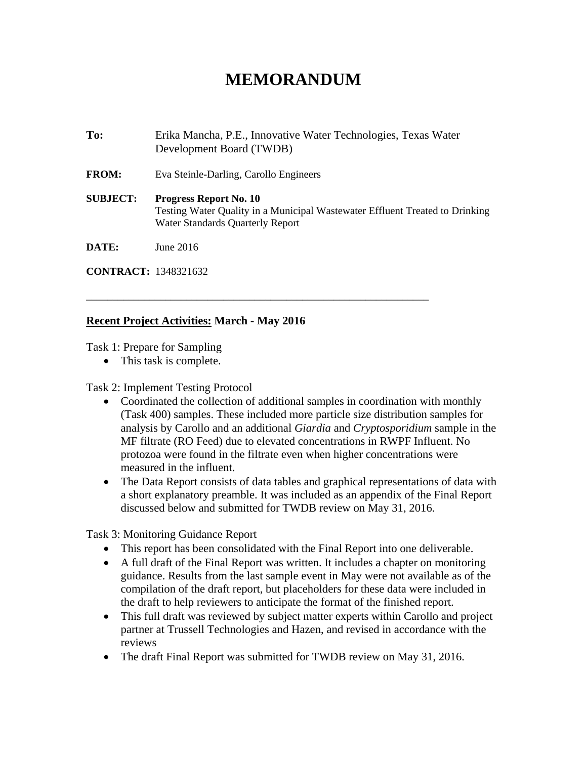# MEMORANDUM

**To:** Erika Mancha, P.E., Innovative Water Technologies, Texas Water Development Board (TWDB)

**FROM:** Eva Steinle-Darling, Carollo Engineers

**SUBJECT:** **Progress Report No. 10**
Testing Water Quality in a Municipal Wastewater Effluent Treated to Drinking Water Standards Quarterly Report

**DATE:** June 2016

**CONTRACT:** 1348321632

---

**<u>Recent Project Activities:</u> March - May 2016**

Task 1: Prepare for Sampling

- This task is complete.

Task 2: Implement Testing Protocol

- Coordinated the collection of additional samples in coordination with monthly (Task 400) samples. These included more particle size distribution samples for analysis by Carollo and an additional *Giardia* and *Cryptosporidium* sample in the MF filtrate (RO Feed) due to elevated concentrations in RWPF Influent. No protozoa were found in the filtrate even when higher concentrations were measured in the influent.
- The Data Report consists of data tables and graphical representations of data with a short explanatory preamble. It was included as an appendix of the Final Report discussed below and submitted for TWDB review on May 31, 2016.

Task 3: Monitoring Guidance Report

- This report has been consolidated with the Final Report into one deliverable.
- A full draft of the Final Report was written. It includes a chapter on monitoring guidance. Results from the last sample event in May were not available as of the compilation of the draft report, but placeholders for these data were included in the draft to help reviewers to anticipate the format of the finished report.
- This full draft was reviewed by subject matter experts within Carollo and project partner at Trussell Technologies and Hazen, and revised in accordance with the reviews
- The draft Final Report was submitted for TWDB review on May 31, 2016.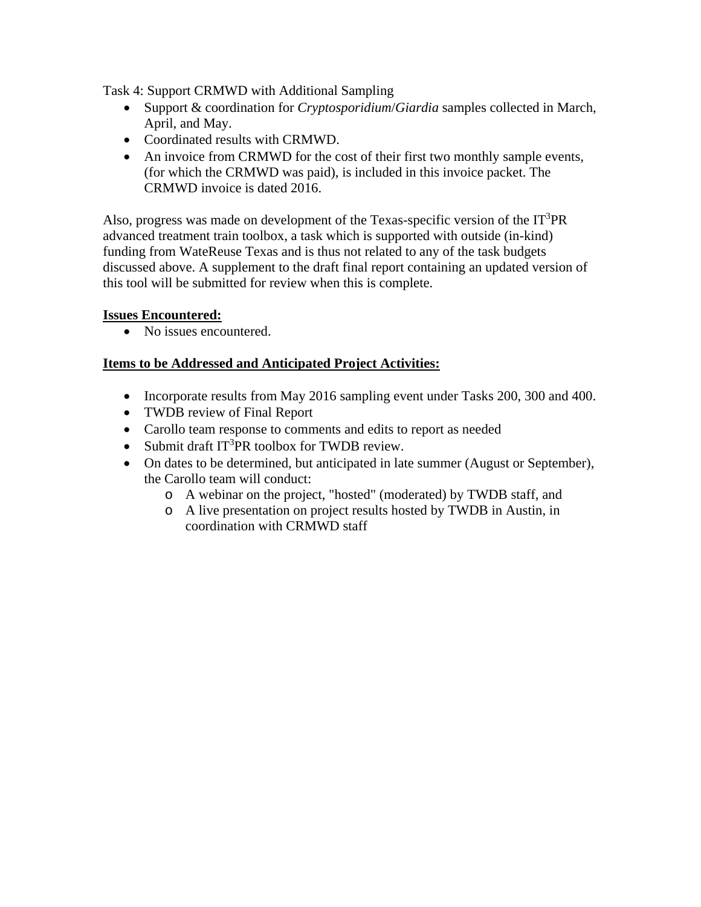Task 4: Support CRMWD with Additional Sampling

- Support & coordination for *Cryptosporidium*/*Giardia* samples collected in March, April, and May.
- Coordinated results with CRMWD.
- An invoice from CRMWD for the cost of their first two monthly sample events, (for which the CRMWD was paid), is included in this invoice packet. The CRMWD invoice is dated 2016.

Also, progress was made on development of the Texas-specific version of the $IT^3PR$ advanced treatment train toolbox, a task which is supported with outside (in-kind) funding from WateReuse Texas and is thus not related to any of the task budgets discussed above. A supplement to the draft final report containing an updated version of this tool will be submitted for review when this is complete.

**<u>Issues Encountered:</u>**

- No issues encountered.

**<u>Items to be Addressed and Anticipated Project Activities:</u>**

- Incorporate results from May 2016 sampling event under Tasks 200, 300 and 400.
- TWDB review of Final Report
- Carollo team response to comments and edits to report as needed
- Submit draft $IT^3PR$ toolbox for TWDB review.
- On dates to be determined, but anticipated in late summer (August or September), the Carollo team will conduct:
  - A webinar on the project, "hosted" (moderated) by TWDB staff, and
  - A live presentation on project results hosted by TWDB in Austin, in coordination with CRMWD staff